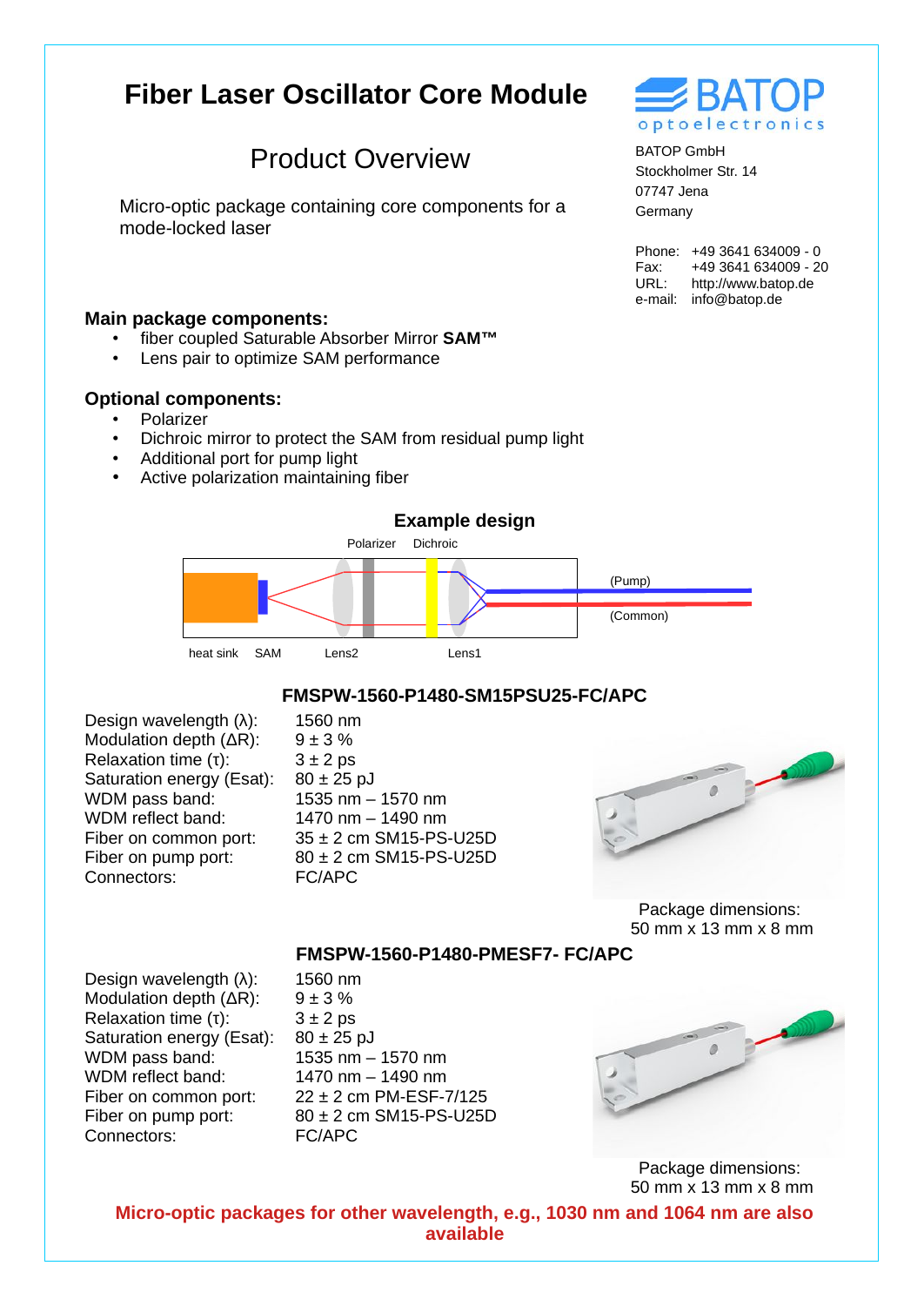# Fiber Laser Oscillator Core Module

## Product Overview

Micro-optic package containing core components for a mode-locked laser

BATOP optoelectronics

BATOP GmbH
Stockholmer Str. 14
07747 Jena
Germany

Phone: +49 3641 634009 - 0
Fax: +49 3641 634009 - 20
URL: http://www.batop.de
e-mail: info@batop.de

### Main package components:

- fiber coupled Saturable Absorber Mirror **SAM™**
- Lens pair to optimize SAM performance

### Optional components:

- Polarizer
- Dichroic mirror to protect the SAM from residual pump light
- Additional port for pump light
- Active polarization maintaining fiber

### Example design

Polarizer Dichroic

(Pump)

(Common)

heat sink SAM Lens2 Lens1

### FMSPW-1560-P1480-SM15PSU25-FC/APC

| | |
|---|---|
| Design wavelength (λ): | 1560 nm |
| Modulation depth (ΔR): | 9 ± 3 % |
| Relaxation time (τ): | 3 ± 2 ps |
| Saturation energy (Esat): | 80 ± 25 pJ |
| WDM pass band: | 1535 nm – 1570 nm |
| WDM reflect band: | 1470 nm – 1490 nm |
| Fiber on common port: | 35 ± 2 cm SM15-PS-U25D |
| Fiber on pump port: | 80 ± 2 cm SM15-PS-U25D |
| Connectors: | FC/APC |

Package dimensions:
50 mm x 13 mm x 8 mm

### FMSPW-1560-P1480-PMESF7- FC/APC

| | |
|---|---|
| Design wavelength (λ): | 1560 nm |
| Modulation depth (ΔR): | 9 ± 3 % |
| Relaxation time (τ): | 3 ± 2 ps |
| Saturation energy (Esat): | 80 ± 25 pJ |
| WDM pass band: | 1535 nm – 1570 nm |
| WDM reflect band: | 1470 nm – 1490 nm |
| Fiber on common port: | 22 ± 2 cm PM-ESF-7/125 |
| Fiber on pump port: | 80 ± 2 cm SM15-PS-U25D |
| Connectors: | FC/APC |

Package dimensions:
50 mm x 13 mm x 8 mm

**Micro-optic packages for other wavelength, e.g., 1030 nm and 1064 nm are also available**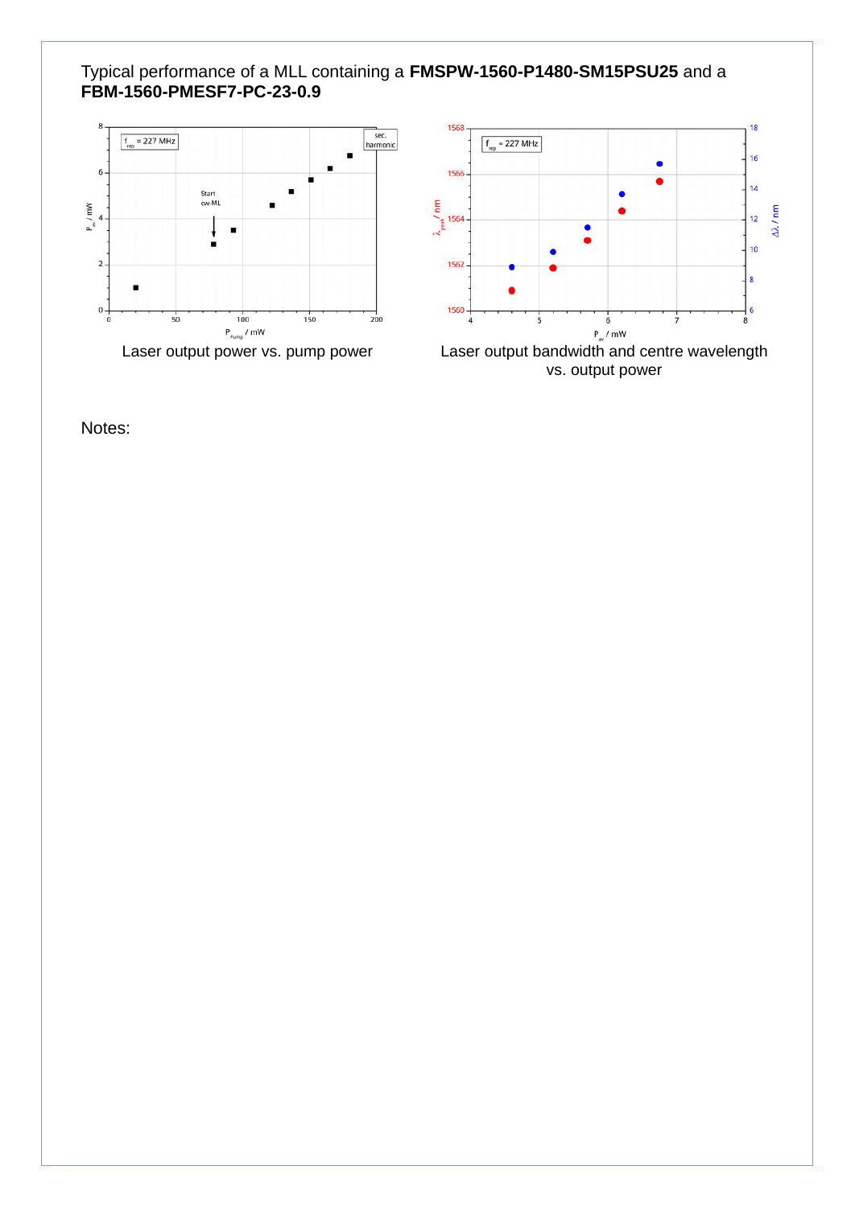Typical performance of a MLL containing a **FMSPW-1560-P1480-SM15PSU25** and a **FBM-1560-PMESF7-PC-23-0.9**

$f_{rep}$ = 227 MHz

sec. harmonic

Start cw-ML

$P_{av}$ / mW

$P_{Pump}$ / mW

0, 2, 4, 6, 8

0, 50, 100, 150, 200

Laser output power vs. pump power

$f_{rep}$ = 227 MHz

$\lambda_{peak}$ / nm

$\Delta\lambda$ / nm

$P_{av}$ / mW

1560, 1562, 1564, 1566, 1568

6, 8, 10, 12, 14, 16, 18

4, 5, 6, 7, 8

Laser output bandwidth and centre wavelength vs. output power

Notes: